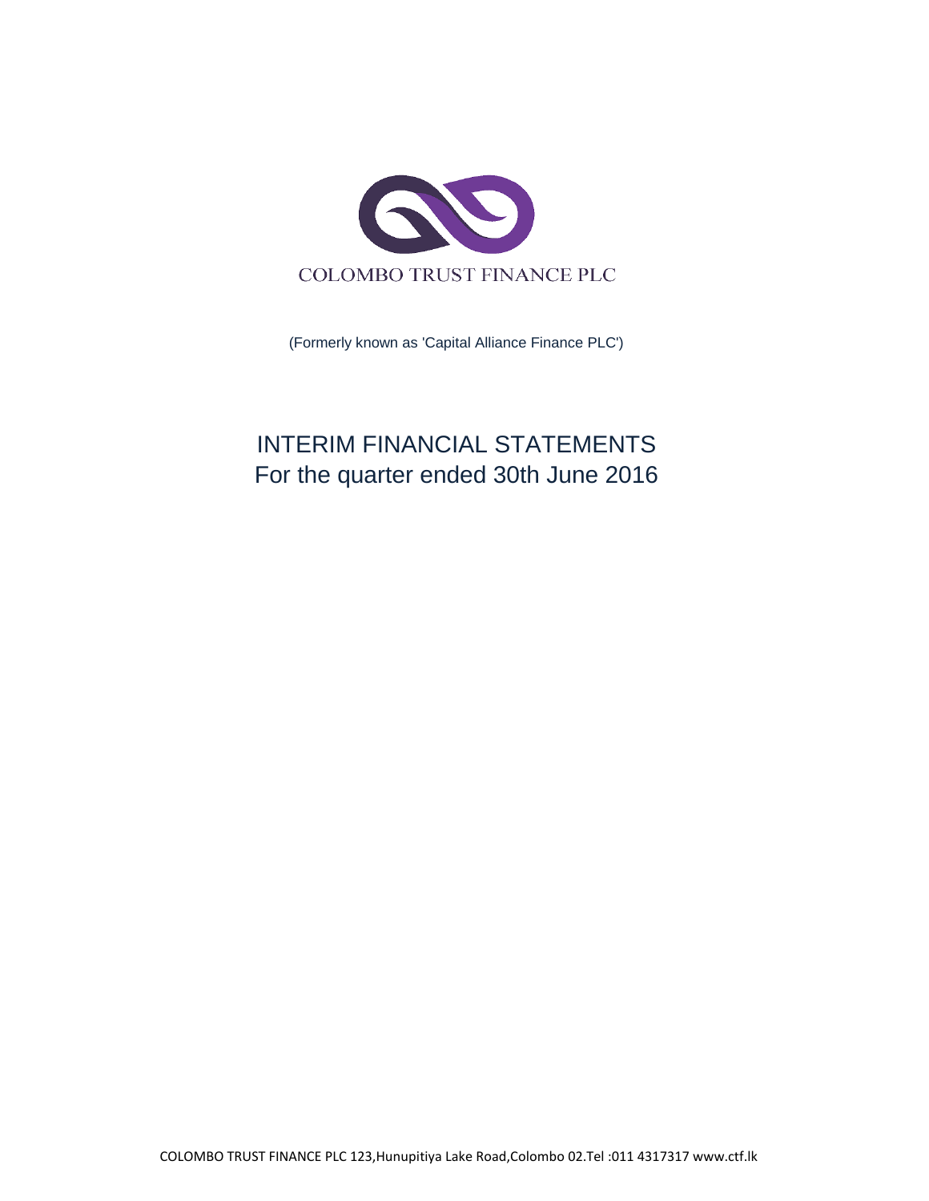COLOMBO TRUST FINANCE PLC

(Formerly known as 'Capital Alliance Finance PLC')

# INTERIM FINANCIAL STATEMENTS
## For the quarter ended 30th June 2016

COLOMBO TRUST FINANCE PLC 123,Hunupitiya Lake Road,Colombo 02.Tel :011 4317317 www.ctf.lk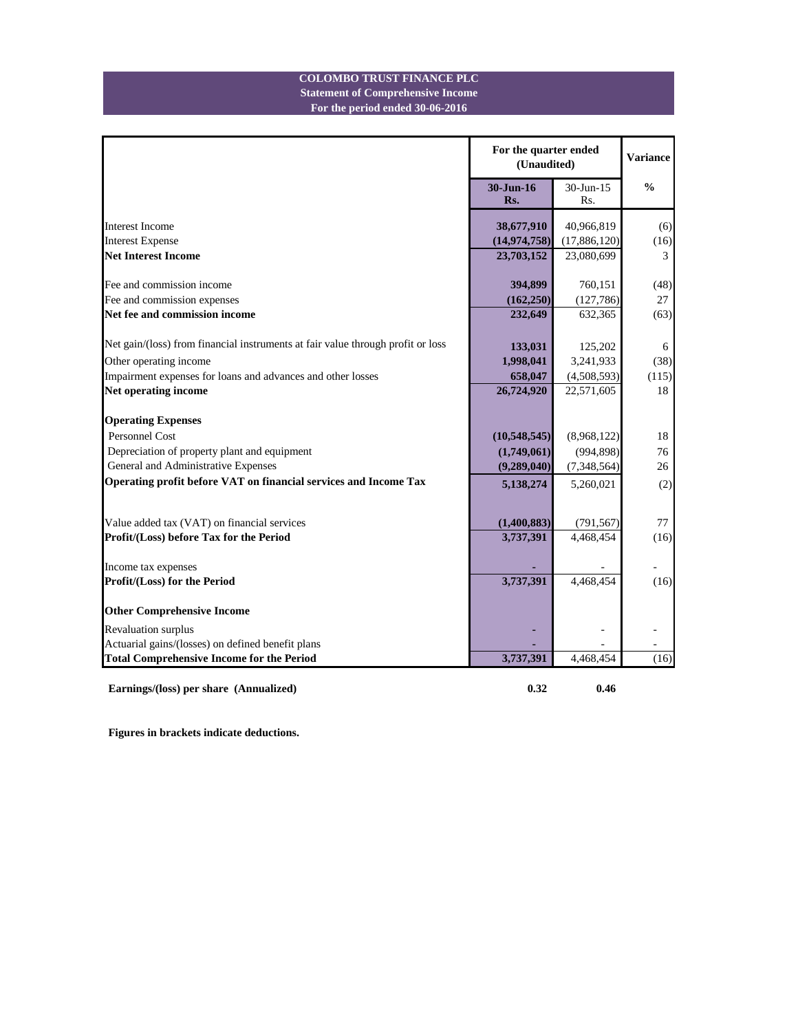**COLOMBO TRUST FINANCE PLC**
**Statement of Comprehensive Income**
**For the period ended 30-06-2016**

| | For the quarter ended (Unaudited) | | Variance |
|---|---|---|---|
| | **30-Jun-16 Rs.** | 30-Jun-15 Rs. | **%** |
| Interest Income | **38,677,910** | 40,966,819 | (6) |
| Interest Expense | **(14,974,758)** | (17,886,120) | (16) |
| **Net Interest Income** | **23,703,152** | 23,080,699 | 3 |
| Fee and commission income | **394,899** | 760,151 | (48) |
| Fee and commission expenses | **(162,250)** | (127,786) | 27 |
| **Net fee and commission income** | **232,649** | 632,365 | (63) |
| Net gain/(loss) from financial instruments at fair value through profit or loss | **133,031** | 125,202 | 6 |
| Other operating income | **1,998,041** | 3,241,933 | (38) |
| Impairment expenses for loans and advances and other losses | **658,047** | (4,508,593) | (115) |
| **Net operating income** | **26,724,920** | 22,571,605 | 18 |
| **Operating Expenses** | | | |
| Personnel Cost | **(10,548,545)** | (8,968,122) | 18 |
| Depreciation of property plant and equipment | **(1,749,061)** | (994,898) | 76 |
| General and Administrative Expenses | **(9,289,040)** | (7,348,564) | 26 |
| **Operating profit before VAT on financial services and Income Tax** | **5,138,274** | 5,260,021 | (2) |
| Value added tax (VAT) on financial services | **(1,400,883)** | (791,567) | 77 |
| **Profit/(Loss) before Tax for the Period** | **3,737,391** | 4,468,454 | (16) |
| Income tax expenses | **-** | - | - |
| **Profit/(Loss) for the Period** | **3,737,391** | 4,468,454 | (16) |
| **Other Comprehensive Income** | | | |
| Revaluation surplus | **-** | - | - |
| Actuarial gains/(losses) on defined benefit plans | **-** | - | - |
| **Total Comprehensive Income for the Period** | **3,737,391** | 4,468,454 | (16) |
| **Earnings/(loss) per share (Annualized)** | **0.32** | **0.46** | |

**Figures in brackets indicate deductions.**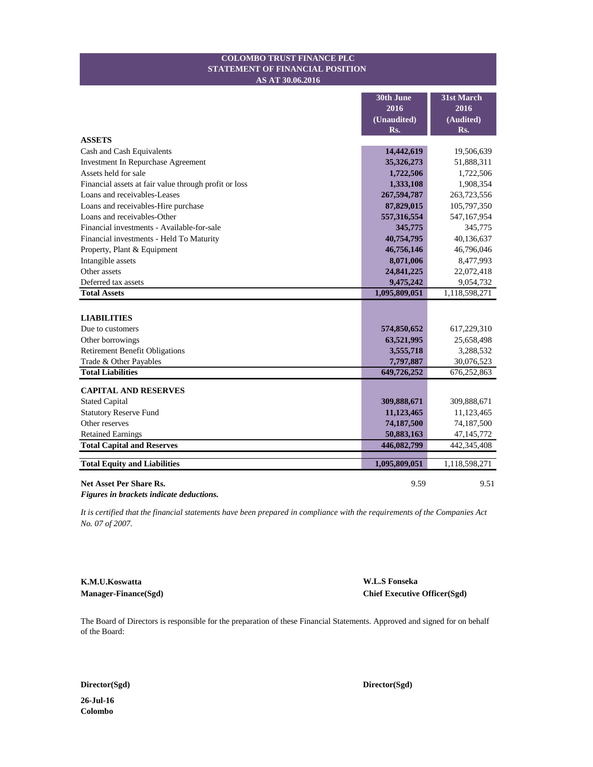# COLOMBO TRUST FINANCE PLC
## STATEMENT OF FINANCIAL POSITION
### AS AT 30.06.2016

| | 30th June 2016 (Unaudited) Rs. | 31st March 2016 (Audited) Rs. |
|---|---|---|
| **ASSETS** | | |
| Cash and Cash Equivalents | **14,442,619** | 19,506,639 |
| Investment In Repurchase Agreement | **35,326,273** | 51,888,311 |
| Assets held for sale | **1,722,506** | 1,722,506 |
| Financial assets at fair value through profit or loss | **1,333,108** | 1,908,354 |
| Loans and receivables-Leases | **267,594,787** | 263,723,556 |
| Loans and receivables-Hire purchase | **87,829,015** | 105,797,350 |
| Loans and receivables-Other | **557,316,554** | 547,167,954 |
| Financial investments - Available-for-sale | **345,775** | 345,775 |
| Financial investments - Held To Maturity | **40,754,795** | 40,136,637 |
| Property, Plant & Equipment | **46,756,146** | 46,796,046 |
| Intangible assets | **8,071,006** | 8,477,993 |
| Other assets | **24,841,225** | 22,072,418 |
| Deferred tax assets | **9,475,242** | 9,054,732 |
| **Total Assets** | **1,095,809,051** | 1,118,598,271 |
| | | |
| **LIABILITIES** | | |
| Due to customers | **574,850,652** | 617,229,310 |
| Other borrowings | **63,521,995** | 25,658,498 |
| Retirement Benefit Obligations | **3,555,718** | 3,288,532 |
| Trade & Other Payables | **7,797,887** | 30,076,523 |
| **Total Liabilities** | **649,726,252** | 676,252,863 |
| | | |
| **CAPITAL AND RESERVES** | | |
| Stated Capital | **309,888,671** | 309,888,671 |
| Statutory Reserve Fund | **11,123,465** | 11,123,465 |
| Other reserves | **74,187,500** | 74,187,500 |
| Retained Earnings | **50,883,163** | 47,145,772 |
| **Total Capital and Reserves** | **446,082,799** | 442,345,408 |
| | | |
| **Total Equity and Liabilities** | **1,095,809,051** | 1,118,598,271 |
| | | |
| **Net Asset Per Share Rs.** | 9.59 | 9.51 |

***Figures in brackets indicate deductions.***

*It is certified that the financial statements have been prepared in compliance with the requirements of the Companies Act No. 07 of 2007.*

**K.M.U.Koswatta**
**Manager-Finance(Sgd)**

**W.L.S Fonseka**
**Chief Executive Officer(Sgd)**

The Board of Directors is responsible for the preparation of these Financial Statements. Approved and signed for on behalf of the Board:

**Director(Sgd)**

**Director(Sgd)**

**26-Jul-16**
**Colombo**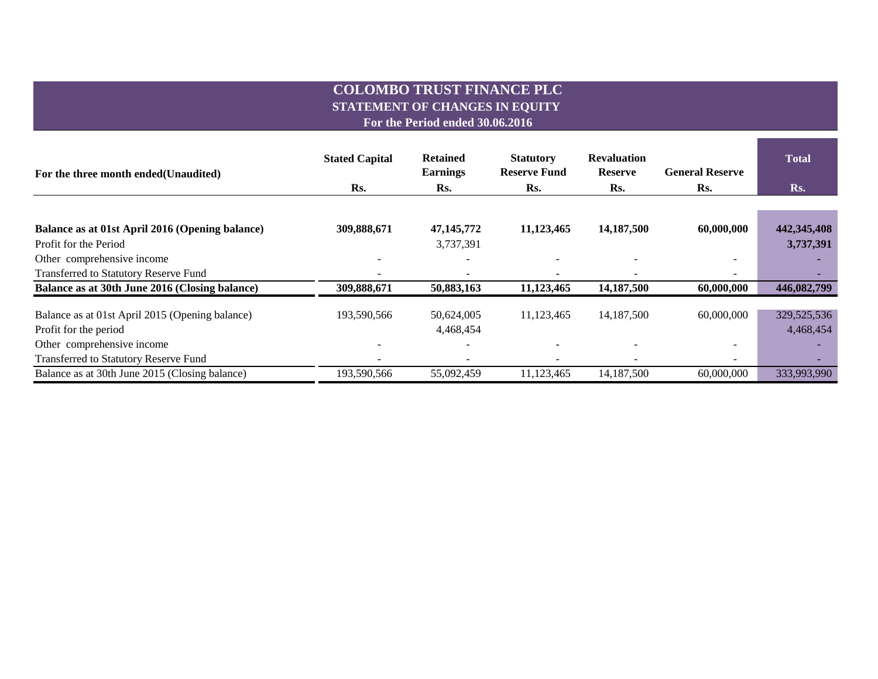# COLOMBO TRUST FINANCE PLC

## STATEMENT OF CHANGES IN EQUITY

### For the Period ended 30.06.2016

| For the three month ended(Unaudited) | Stated Capital | Retained Earnings | Statutory Reserve Fund | Revaluation Reserve | General Reserve | Total |
|---|---|---|---|---|---|---|
| | Rs. | Rs. | Rs. | Rs. | Rs. | Rs. |
| **Balance as at 01st April 2016 (Opening balance)** | **309,888,671** | **47,145,772** | **11,123,465** | **14,187,500** | **60,000,000** | **442,345,408** |
| Profit for the Period | | 3,737,391 | | | | **3,737,391** |
| Other comprehensive income | - | - | - | - | - | - |
| Transferred to Statutory Reserve Fund | - | - | - | - | - | - |
| **Balance as at 30th June 2016 (Closing balance)** | **309,888,671** | **50,883,163** | **11,123,465** | **14,187,500** | **60,000,000** | **446,082,799** |
| Balance as at 01st April 2015 (Opening balance) | 193,590,566 | 50,624,005 | 11,123,465 | 14,187,500 | 60,000,000 | 329,525,536 |
| Profit for the period | | 4,468,454 | | | | 4,468,454 |
| Other comprehensive income | - | - | - | - | - | - |
| Transferred to Statutory Reserve Fund | - | - | - | - | - | - |
| Balance as at 30th June 2015 (Closing balance) | 193,590,566 | 55,092,459 | 11,123,465 | 14,187,500 | 60,000,000 | 333,993,990 |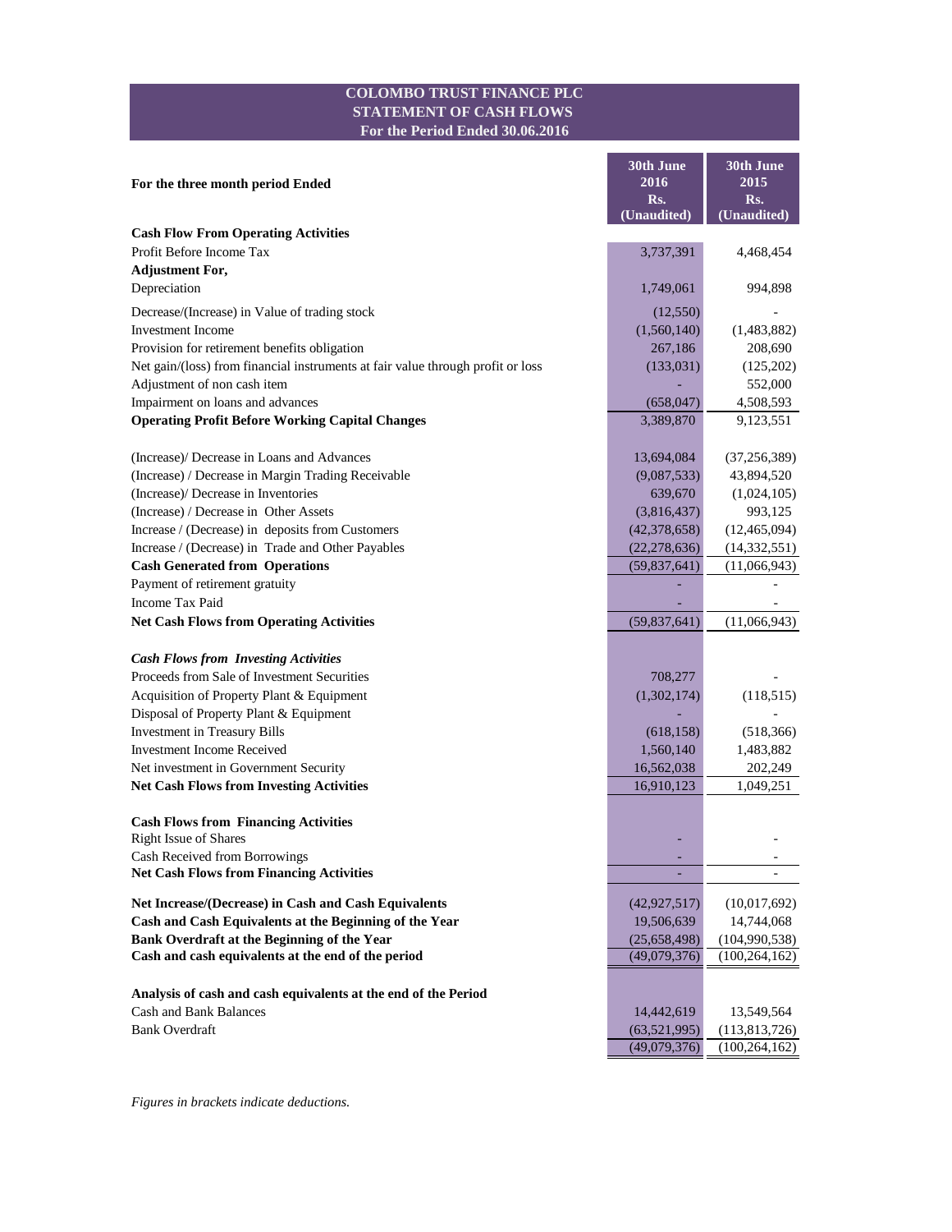# COLOMBO TRUST FINANCE PLC
## STATEMENT OF CASH FLOWS
### For the Period Ended 30.06.2016

| For the three month period Ended | 30th June 2016 Rs. (Unaudited) | 30th June 2015 Rs. (Unaudited) |
|---|---|---|
| **Cash Flow From Operating Activities** | | |
| Profit Before Income Tax | 3,737,391 | 4,468,454 |
| **Adjustment For,** | | |
| Depreciation | 1,749,061 | 994,898 |
| Decrease/(Increase) in Value of trading stock | (12,550) | - |
| Investment Income | (1,560,140) | (1,483,882) |
| Provision for retirement benefits obligation | 267,186 | 208,690 |
| Net gain/(loss) from financial instruments at fair value through profit or loss | (133,031) | (125,202) |
| Adjustment of non cash item | - | 552,000 |
| Impairment on loans and advances | (658,047) | 4,508,593 |
| **Operating Profit Before Working Capital Changes** | 3,389,870 | 9,123,551 |
| (Increase)/ Decrease in Loans and Advances | 13,694,084 | (37,256,389) |
| (Increase) / Decrease in Margin Trading Receivable | (9,087,533) | 43,894,520 |
| (Increase)/ Decrease in Inventories | 639,670 | (1,024,105) |
| (Increase) / Decrease in Other Assets | (3,816,437) | 993,125 |
| Increase / (Decrease) in deposits from Customers | (42,378,658) | (12,465,094) |
| Increase / (Decrease) in Trade and Other Payables | (22,278,636) | (14,332,551) |
| **Cash Generated from Operations** | (59,837,641) | (11,066,943) |
| Payment of retirement gratuity | - | - |
| Income Tax Paid | - | - |
| **Net Cash Flows from Operating Activities** | (59,837,641) | (11,066,943) |
| ***Cash Flows from Investing Activities*** | | |
| Proceeds from Sale of Investment Securities | 708,277 | - |
| Acquisition of Property Plant & Equipment | (1,302,174) | (118,515) |
| Disposal of Property Plant & Equipment | - | - |
| Investment in Treasury Bills | (618,158) | (518,366) |
| Investment Income Received | 1,560,140 | 1,483,882 |
| Net investment in Government Security | 16,562,038 | 202,249 |
| **Net Cash Flows from Investing Activities** | 16,910,123 | 1,049,251 |
| **Cash Flows from Financing Activities** | | |
| Right Issue of Shares | - | - |
| Cash Received from Borrowings | - | - |
| **Net Cash Flows from Financing Activities** | - | - |
| **Net Increase/(Decrease) in Cash and Cash Equivalents** | (42,927,517) | (10,017,692) |
| **Cash and Cash Equivalents at the Beginning of the Year** | 19,506,639 | 14,744,068 |
| **Bank Overdraft at the Beginning of the Year** | (25,658,498) | (104,990,538) |
| **Cash and cash equivalents at the end of the period** | (49,079,376) | (100,264,162) |
| **Analysis of cash and cash equivalents at the end of the Period** | | |
| Cash and Bank Balances | 14,442,619 | 13,549,564 |
| Bank Overdraft | (63,521,995) | (113,813,726) |
| | (49,079,376) | (100,264,162) |

*Figures in brackets indicate deductions.*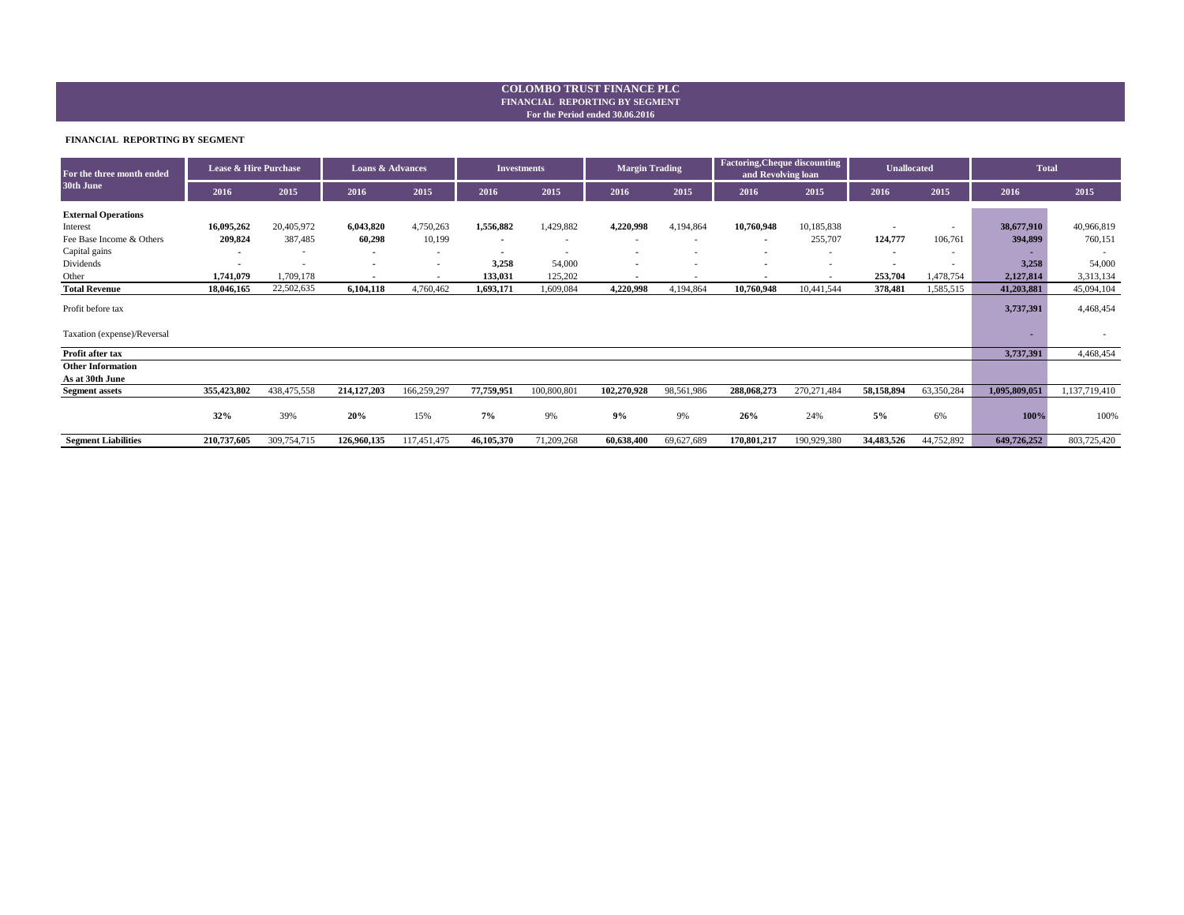# COLOMBO TRUST FINANCE PLC

## FINANCIAL REPORTING BY SEGMENT

**For the Period ended 30.06.2016**

### FINANCIAL REPORTING BY SEGMENT

| For the three month ended 30th June | Lease & Hire Purchase | | Loans & Advances | | Investments | | Margin Trading | | Factoring,Cheque discounting and Revolving loan | | Unallocated | | Total | |
|---|---|---|---|---|---|---|---|---|---|---|---|---|---|---|
| | 2016 | 2015 | 2016 | 2015 | 2016 | 2015 | 2016 | 2015 | 2016 | 2015 | 2016 | 2015 | 2016 | 2015 |
| **External Operations** | | | | | | | | | | | | | | |
| Interest | **16,095,262** | 20,405,972 | **6,043,820** | 4,750,263 | **1,556,882** | 1,429,882 | **4,220,998** | 4,194,864 | **10,760,948** | 10,185,838 | - | - | **38,677,910** | 40,966,819 |
| Fee Base Income & Others | **209,824** | 387,485 | **60,298** | 10,199 | - | - | - | - | - | 255,707 | **124,777** | 106,761 | **394,899** | 760,151 |
| Capital gains | - | - | - | - | - | - | - | - | - | - | - | - | - | - |
| Dividends | - | - | - | - | **3,258** | 54,000 | - | - | - | - | - | - | **3,258** | 54,000 |
| Other | **1,741,079** | 1,709,178 | - | - | **133,031** | 125,202 | - | - | - | - | **253,704** | 1,478,754 | **2,127,814** | 3,313,134 |
| **Total Revenue** | **18,046,165** | 22,502,635 | **6,104,118** | 4,760,462 | **1,693,171** | 1,609,084 | **4,220,998** | 4,194,864 | **10,760,948** | 10,441,544 | **378,481** | 1,585,515 | **41,203,881** | 45,094,104 |
| Profit before tax | | | | | | | | | | | | | **3,737,391** | 4,468,454 |
| Taxation (expense)/Reversal | | | | | | | | | | | | | - | - |
| **Profit after tax** | | | | | | | | | | | | | **3,737,391** | 4,468,454 |
| **Other Information** | | | | | | | | | | | | | | |
| **As at 30th June** | | | | | | | | | | | | | | |
| **Segment assets** | **355,423,802** | 438,475,558 | **214,127,203** | 166,259,297 | **77,759,951** | 100,800,801 | **102,270,928** | 98,561,986 | **288,068,273** | 270,271,484 | **58,158,894** | 63,350,284 | **1,095,809,051** | 1,137,719,410 |
| | **32%** | 39% | **20%** | 15% | **7%** | 9% | **9%** | 9% | **26%** | 24% | **5%** | 6% | **100%** | 100% |
| **Segment Liabilities** | **210,737,605** | 309,754,715 | **126,960,135** | 117,451,475 | **46,105,370** | 71,209,268 | **60,638,400** | 69,627,689 | **170,801,217** | 190,929,380 | **34,483,526** | 44,752,892 | **649,726,252** | 803,725,420 |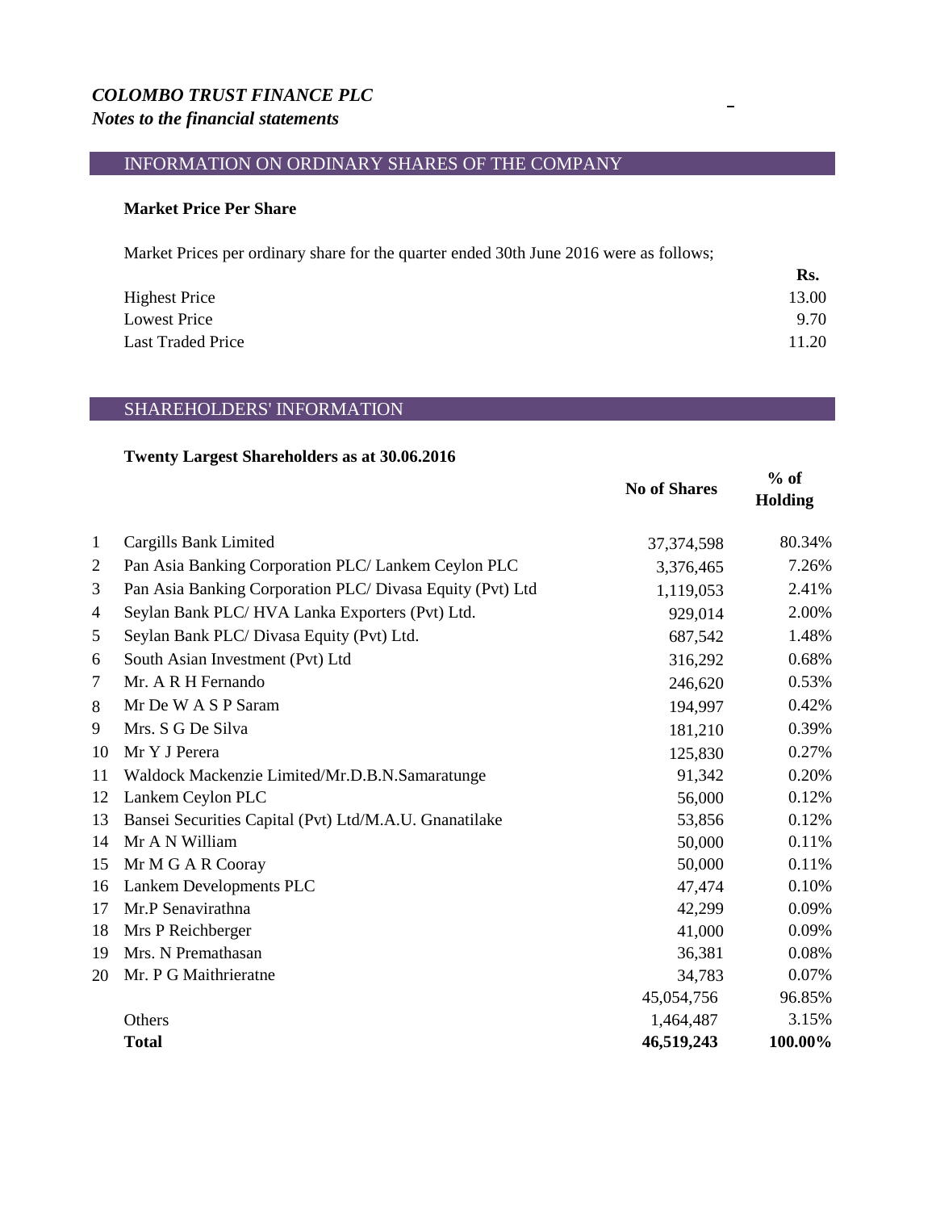***COLOMBO TRUST FINANCE PLC***
***Notes to the financial statements***

## INFORMATION ON ORDINARY SHARES OF THE COMPANY

### Market Price Per Share

Market Prices per ordinary share for the quarter ended 30th June 2016 were as follows;

| | Rs. |
|---|---|
| Highest Price | 13.00 |
| Lowest Price | 9.70 |
| Last Traded Price | 11.20 |

## SHAREHOLDERS' INFORMATION

### Twenty Largest Shareholders as at 30.06.2016

| | | No of Shares | % of Holding |
|---|---|---|---|
| 1 | Cargills Bank Limited | 37,374,598 | 80.34% |
| 2 | Pan Asia Banking Corporation PLC/ Lankem Ceylon PLC | 3,376,465 | 7.26% |
| 3 | Pan Asia Banking Corporation PLC/ Divasa Equity (Pvt) Ltd | 1,119,053 | 2.41% |
| 4 | Seylan Bank PLC/ HVA Lanka Exporters (Pvt) Ltd. | 929,014 | 2.00% |
| 5 | Seylan Bank PLC/ Divasa Equity (Pvt) Ltd. | 687,542 | 1.48% |
| 6 | South Asian Investment (Pvt) Ltd | 316,292 | 0.68% |
| 7 | Mr. A R H Fernando | 246,620 | 0.53% |
| 8 | Mr De W A S P Saram | 194,997 | 0.42% |
| 9 | Mrs. S G De Silva | 181,210 | 0.39% |
| 10 | Mr Y J Perera | 125,830 | 0.27% |
| 11 | Waldock Mackenzie Limited/Mr.D.B.N.Samaratunge | 91,342 | 0.20% |
| 12 | Lankem Ceylon PLC | 56,000 | 0.12% |
| 13 | Bansei Securities Capital (Pvt) Ltd/M.A.U. Gnanatilake | 53,856 | 0.12% |
| 14 | Mr A N William | 50,000 | 0.11% |
| 15 | Mr M G A R Cooray | 50,000 | 0.11% |
| 16 | Lankem Developments PLC | 47,474 | 0.10% |
| 17 | Mr.P Senavirathna | 42,299 | 0.09% |
| 18 | Mrs P Reichberger | 41,000 | 0.09% |
| 19 | Mrs. N Premathasan | 36,381 | 0.08% |
| 20 | Mr. P G Maithrieratne | 34,783 | 0.07% |
| | | 45,054,756 | 96.85% |
| | Others | 1,464,487 | 3.15% |
| | **Total** | **46,519,243** | **100.00%** |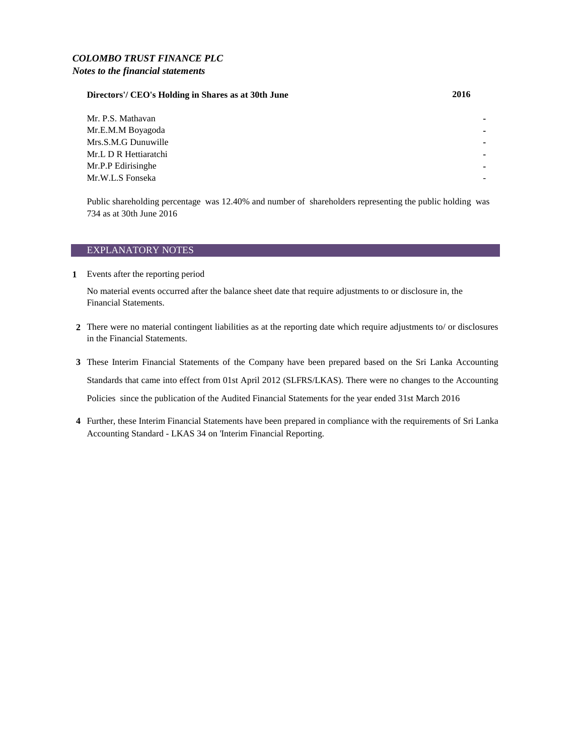***COLOMBO TRUST FINANCE PLC***
***Notes to the financial statements***

| Directors'/ CEO's Holding in Shares as at 30th June | 2016 |
|---|---|
| Mr. P.S. Mathavan | - |
| Mr.E.M.M Boyagoda | - |
| Mrs.S.M.G Dunuwille | - |
| Mr.L D R Hettiaratchi | - |
| Mr.P.P Edirisinghe | - |
| Mr.W.L.S Fonseka | - |

Public shareholding percentage was 12.40% and number of shareholders representing the public holding was 734 as at 30th June 2016

## EXPLANATORY NOTES

**1** Events after the reporting period

No material events occurred after the balance sheet date that require adjustments to or disclosure in, the Financial Statements.

**2** There were no material contingent liabilities as at the reporting date which require adjustments to/ or disclosures in the Financial Statements.

**3** These Interim Financial Statements of the Company have been prepared based on the Sri Lanka Accounting Standards that came into effect from 01st April 2012 (SLFRS/LKAS). There were no changes to the Accounting Policies since the publication of the Audited Financial Statements for the year ended 31st March 2016

**4** Further, these Interim Financial Statements have been prepared in compliance with the requirements of Sri Lanka Accounting Standard - LKAS 34 on 'Interim Financial Reporting.